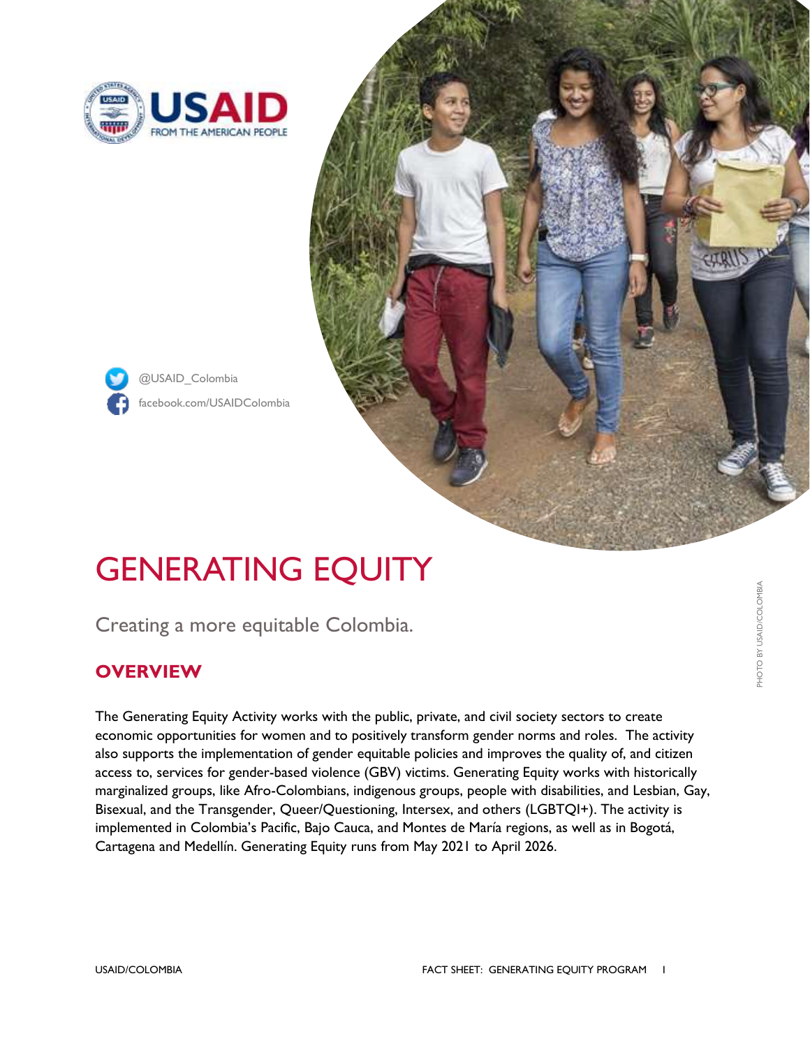@USAID_Colombia

facebook.com/USAIDColombia

# GENERATING EQUITY

Creating a more equitable Colombia.

PHOTO BY USAID/COLOMBIA

## OVERVIEW

The Generating Equity Activity works with the public, private, and civil society sectors to create economic opportunities for women and to positively transform gender norms and roles. The activity also supports the implementation of gender equitable policies and improves the quality of, and citizen access to, services for gender-based violence (GBV) victims. Generating Equity works with historically marginalized groups, like Afro-Colombians, indigenous groups, people with disabilities, and Lesbian, Gay, Bisexual, and the Transgender, Queer/Questioning, Intersex, and others (LGBTQI+). The activity is implemented in Colombia's Pacific, Bajo Cauca, and Montes de María regions, as well as in Bogotá, Cartagena and Medellín. Generating Equity runs from May 2021 to April 2026.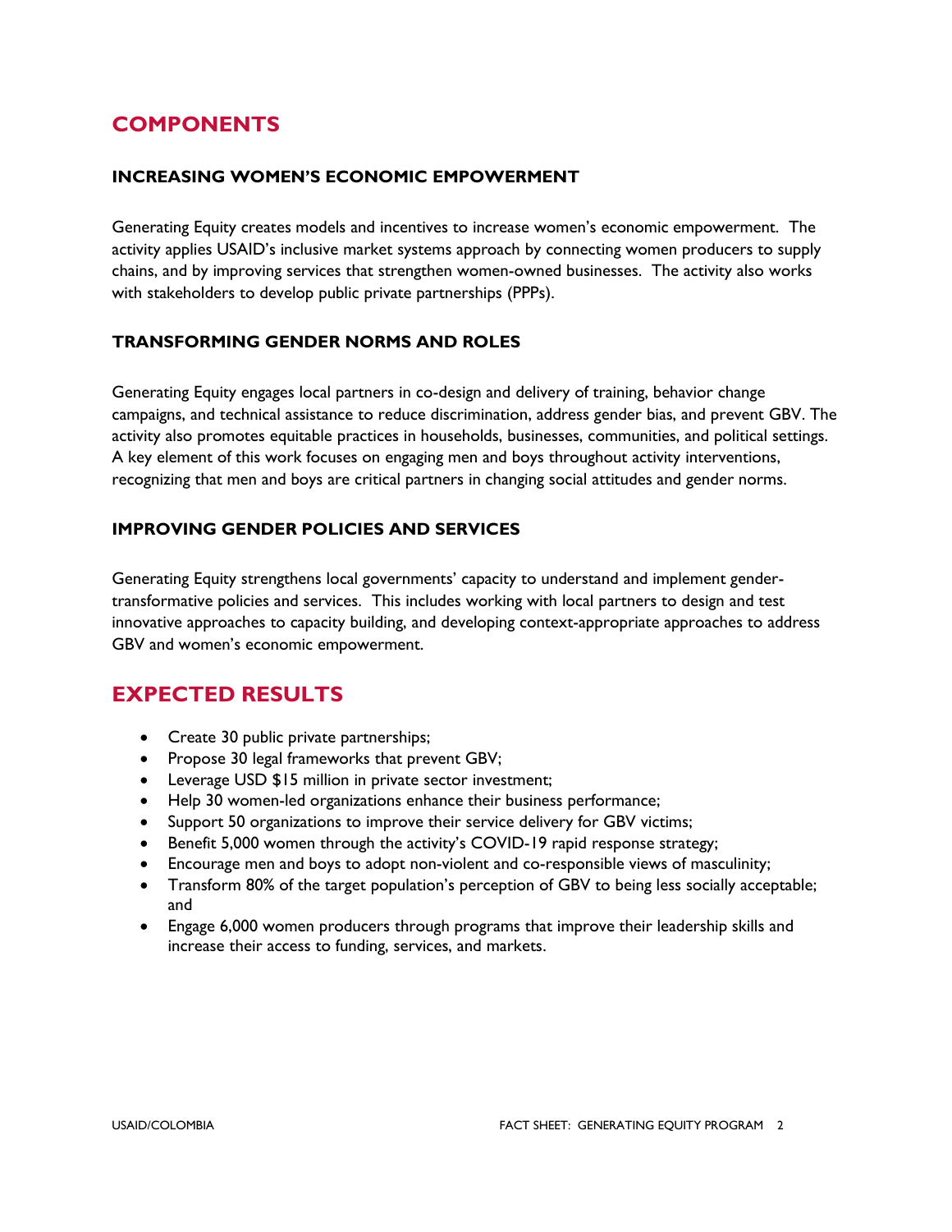## COMPONENTS

### INCREASING WOMEN'S ECONOMIC EMPOWERMENT

Generating Equity creates models and incentives to increase women's economic empowerment. The activity applies USAID's inclusive market systems approach by connecting women producers to supply chains, and by improving services that strengthen women-owned businesses. The activity also works with stakeholders to develop public private partnerships (PPPs).

### TRANSFORMING GENDER NORMS AND ROLES

Generating Equity engages local partners in co-design and delivery of training, behavior change campaigns, and technical assistance to reduce discrimination, address gender bias, and prevent GBV. The activity also promotes equitable practices in households, businesses, communities, and political settings. A key element of this work focuses on engaging men and boys throughout activity interventions, recognizing that men and boys are critical partners in changing social attitudes and gender norms.

### IMPROVING GENDER POLICIES AND SERVICES

Generating Equity strengthens local governments' capacity to understand and implement gender-transformative policies and services. This includes working with local partners to design and test innovative approaches to capacity building, and developing context-appropriate approaches to address GBV and women's economic empowerment.

## EXPECTED RESULTS

- Create 30 public private partnerships;
- Propose 30 legal frameworks that prevent GBV;
- Leverage USD $15 million in private sector investment;
- Help 30 women-led organizations enhance their business performance;
- Support 50 organizations to improve their service delivery for GBV victims;
- Benefit 5,000 women through the activity's COVID-19 rapid response strategy;
- Encourage men and boys to adopt non-violent and co-responsible views of masculinity;
- Transform 80% of the target population's perception of GBV to being less socially acceptable; and
- Engage 6,000 women producers through programs that improve their leadership skills and increase their access to funding, services, and markets.